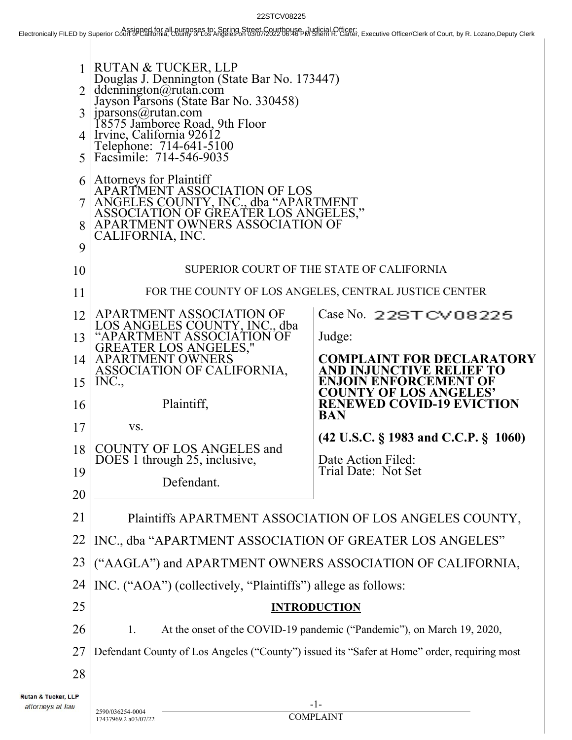22STCV08225

Assigned for all purposes to: Spring Street Courthouse, Judicial Officer:

Electronically FILED by Superior Court of California, County of Los Angeles on 03/07/2022 06:46 PM Sherri R. Carter, Executive Officer/Clerk of Court, by R. Lozano,Deputy Clerk

RUTAN & TUCKER, LLP
Douglas J. Dennington (State Bar No. 173447)
ddennington@rutan.com
Jayson Parsons (State Bar No. 330458)
jparsons@rutan.com
18575 Jamboree Road, 9th Floor
Irvine, California 92612
Telephone: 714-641-5100
Facsimile: 714-546-9035

Attorneys for Plaintiff
APARTMENT ASSOCIATION OF LOS ANGELES COUNTY, INC., dba "APARTMENT ASSOCIATION OF GREATER LOS ANGELES," APARTMENT OWNERS ASSOCIATION OF CALIFORNIA, INC.

SUPERIOR COURT OF THE STATE OF CALIFORNIA

FOR THE COUNTY OF LOS ANGELES, CENTRAL JUSTICE CENTER

| | |
|---|---|
| APARTMENT ASSOCIATION OF LOS ANGELES COUNTY, INC., dba "APARTMENT ASSOCIATION OF GREATER LOS ANGELES," APARTMENT OWNERS ASSOCIATION OF CALIFORNIA, INC.,<br><br>Plaintiff,<br><br>vs.<br><br>COUNTY OF LOS ANGELES and DOES 1 through 25, inclusive,<br><br>Defendant. | Case No. 22STCV08225<br><br>Judge:<br><br>**COMPLAINT FOR DECLARATORY AND INJUNCTIVE RELIEF TO ENJOIN ENFORCEMENT OF COUNTY OF LOS ANGELES' RENEWED COVID-19 EVICTION BAN**<br><br>**(42 U.S.C. § 1983 and C.C.P. § 1060)**<br><br>Date Action Filed:<br>Trial Date: Not Set |

Plaintiffs APARTMENT ASSOCIATION OF LOS ANGELES COUNTY, INC., dba "APARTMENT ASSOCIATION OF GREATER LOS ANGELES" ("AAGLA") and APARTMENT OWNERS ASSOCIATION OF CALIFORNIA, INC. ("AOA") (collectively, "Plaintiffs") allege as follows:

## INTRODUCTION

1. At the onset of the COVID-19 pandemic ("Pandemic"), on March 19, 2020, Defendant County of Los Angeles ("County") issued its "Safer at Home" order, requiring most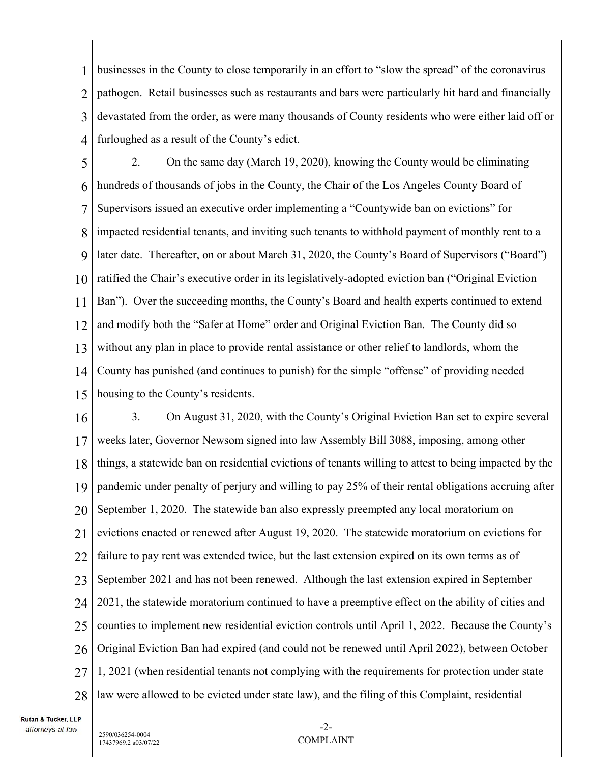businesses in the County to close temporarily in an effort to "slow the spread" of the coronavirus pathogen. Retail businesses such as restaurants and bars were particularly hit hard and financially devastated from the order, as were many thousands of County residents who were either laid off or furloughed as a result of the County's edict.

2. On the same day (March 19, 2020), knowing the County would be eliminating hundreds of thousands of jobs in the County, the Chair of the Los Angeles County Board of Supervisors issued an executive order implementing a "Countywide ban on evictions" for impacted residential tenants, and inviting such tenants to withhold payment of monthly rent to a later date. Thereafter, on or about March 31, 2020, the County's Board of Supervisors ("Board") ratified the Chair's executive order in its legislatively-adopted eviction ban ("Original Eviction Ban"). Over the succeeding months, the County's Board and health experts continued to extend and modify both the "Safer at Home" order and Original Eviction Ban. The County did so without any plan in place to provide rental assistance or other relief to landlords, whom the County has punished (and continues to punish) for the simple "offense" of providing needed housing to the County's residents.

3. On August 31, 2020, with the County's Original Eviction Ban set to expire several weeks later, Governor Newsom signed into law Assembly Bill 3088, imposing, among other things, a statewide ban on residential evictions of tenants willing to attest to being impacted by the pandemic under penalty of perjury and willing to pay 25% of their rental obligations accruing after September 1, 2020. The statewide ban also expressly preempted any local moratorium on evictions enacted or renewed after August 19, 2020. The statewide moratorium on evictions for failure to pay rent was extended twice, but the last extension expired on its own terms as of September 2021 and has not been renewed. Although the last extension expired in September 2021, the statewide moratorium continued to have a preemptive effect on the ability of cities and counties to implement new residential eviction controls until April 1, 2022. Because the County's Original Eviction Ban had expired (and could not be renewed until April 2022), between October 1, 2021 (when residential tenants not complying with the requirements for protection under state law were allowed to be evicted under state law), and the filing of this Complaint, residential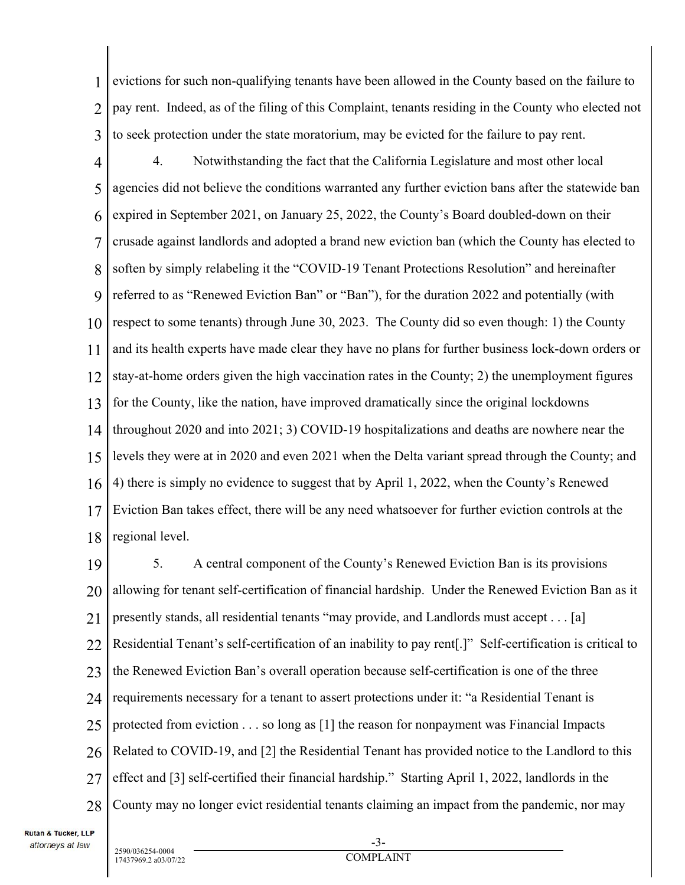evictions for such non-qualifying tenants have been allowed in the County based on the failure to pay rent. Indeed, as of the filing of this Complaint, tenants residing in the County who elected not to seek protection under the state moratorium, may be evicted for the failure to pay rent.

4. Notwithstanding the fact that the California Legislature and most other local agencies did not believe the conditions warranted any further eviction bans after the statewide ban expired in September 2021, on January 25, 2022, the County's Board doubled-down on their crusade against landlords and adopted a brand new eviction ban (which the County has elected to soften by simply relabeling it the "COVID-19 Tenant Protections Resolution" and hereinafter referred to as "Renewed Eviction Ban" or "Ban"), for the duration 2022 and potentially (with respect to some tenants) through June 30, 2023. The County did so even though: 1) the County and its health experts have made clear they have no plans for further business lock-down orders or stay-at-home orders given the high vaccination rates in the County; 2) the unemployment figures for the County, like the nation, have improved dramatically since the original lockdowns throughout 2020 and into 2021; 3) COVID-19 hospitalizations and deaths are nowhere near the levels they were at in 2020 and even 2021 when the Delta variant spread through the County; and 4) there is simply no evidence to suggest that by April 1, 2022, when the County's Renewed Eviction Ban takes effect, there will be any need whatsoever for further eviction controls at the regional level.

5. A central component of the County's Renewed Eviction Ban is its provisions allowing for tenant self-certification of financial hardship. Under the Renewed Eviction Ban as it presently stands, all residential tenants "may provide, and Landlords must accept . . . [a] Residential Tenant's self-certification of an inability to pay rent[.]" Self-certification is critical to the Renewed Eviction Ban's overall operation because self-certification is one of the three requirements necessary for a tenant to assert protections under it: "a Residential Tenant is protected from eviction . . . so long as [1] the reason for nonpayment was Financial Impacts Related to COVID-19, and [2] the Residential Tenant has provided notice to the Landlord to this effect and [3] self-certified their financial hardship." Starting April 1, 2022, landlords in the County may no longer evict residential tenants claiming an impact from the pandemic, nor may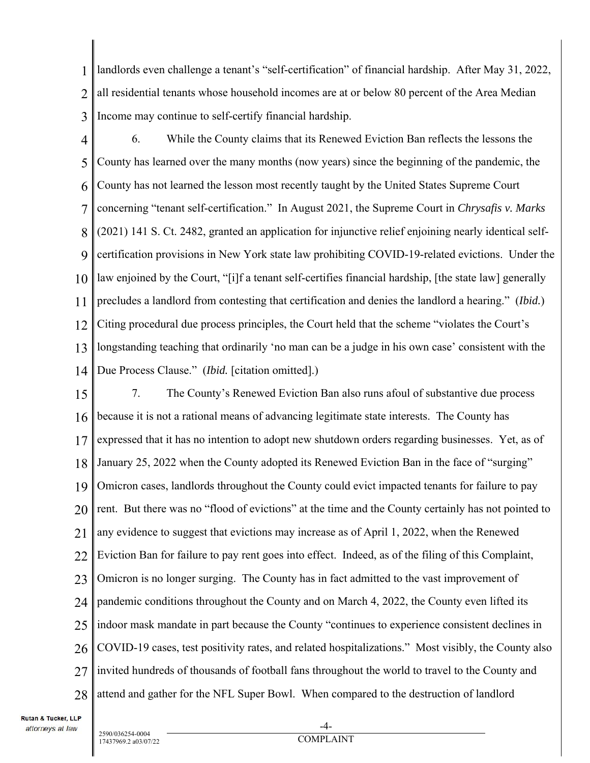landlords even challenge a tenant's "self-certification" of financial hardship. After May 31, 2022, all residential tenants whose household incomes are at or below 80 percent of the Area Median Income may continue to self-certify financial hardship.

6. While the County claims that its Renewed Eviction Ban reflects the lessons the County has learned over the many months (now years) since the beginning of the pandemic, the County has not learned the lesson most recently taught by the United States Supreme Court concerning "tenant self-certification." In August 2021, the Supreme Court in *Chrysafis v. Marks* (2021) 141 S. Ct. 2482, granted an application for injunctive relief enjoining nearly identical self-certification provisions in New York state law prohibiting COVID-19-related evictions. Under the law enjoined by the Court, "[i]f a tenant self-certifies financial hardship, [the state law] generally precludes a landlord from contesting that certification and denies the landlord a hearing." (*Ibid.*) Citing procedural due process principles, the Court held that the scheme "violates the Court's longstanding teaching that ordinarily 'no man can be a judge in his own case' consistent with the Due Process Clause." (*Ibid.* [citation omitted].)

7. The County's Renewed Eviction Ban also runs afoul of substantive due process because it is not a rational means of advancing legitimate state interests. The County has expressed that it has no intention to adopt new shutdown orders regarding businesses. Yet, as of January 25, 2022 when the County adopted its Renewed Eviction Ban in the face of "surging" Omicron cases, landlords throughout the County could evict impacted tenants for failure to pay rent. But there was no "flood of evictions" at the time and the County certainly has not pointed to any evidence to suggest that evictions may increase as of April 1, 2022, when the Renewed Eviction Ban for failure to pay rent goes into effect. Indeed, as of the filing of this Complaint, Omicron is no longer surging. The County has in fact admitted to the vast improvement of pandemic conditions throughout the County and on March 4, 2022, the County even lifted its indoor mask mandate in part because the County "continues to experience consistent declines in COVID-19 cases, test positivity rates, and related hospitalizations." Most visibly, the County also invited hundreds of thousands of football fans throughout the world to travel to the County and attend and gather for the NFL Super Bowl. When compared to the destruction of landlord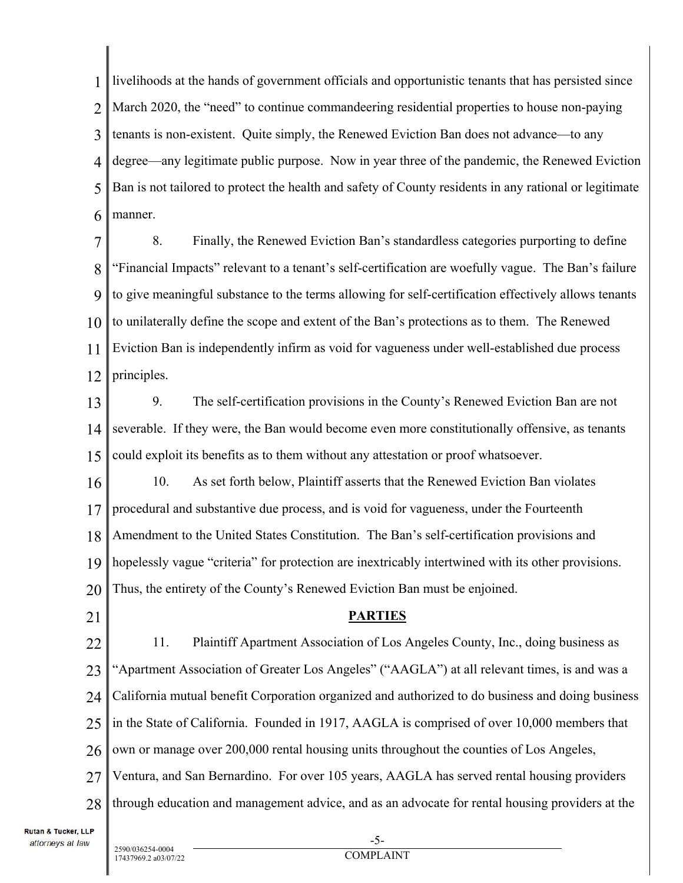livelihoods at the hands of government officials and opportunistic tenants that has persisted since March 2020, the "need" to continue commandeering residential properties to house non-paying tenants is non-existent. Quite simply, the Renewed Eviction Ban does not advance—to any degree—any legitimate public purpose. Now in year three of the pandemic, the Renewed Eviction Ban is not tailored to protect the health and safety of County residents in any rational or legitimate manner.

8. Finally, the Renewed Eviction Ban's standardless categories purporting to define "Financial Impacts" relevant to a tenant's self-certification are woefully vague. The Ban's failure to give meaningful substance to the terms allowing for self-certification effectively allows tenants to unilaterally define the scope and extent of the Ban's protections as to them. The Renewed Eviction Ban is independently infirm as void for vagueness under well-established due process principles.

9. The self-certification provisions in the County's Renewed Eviction Ban are not severable. If they were, the Ban would become even more constitutionally offensive, as tenants could exploit its benefits as to them without any attestation or proof whatsoever.

10. As set forth below, Plaintiff asserts that the Renewed Eviction Ban violates procedural and substantive due process, and is void for vagueness, under the Fourteenth Amendment to the United States Constitution. The Ban's self-certification provisions and hopelessly vague "criteria" for protection are inextricably intertwined with its other provisions. Thus, the entirety of the County's Renewed Eviction Ban must be enjoined.

**PARTIES**

11. Plaintiff Apartment Association of Los Angeles County, Inc., doing business as "Apartment Association of Greater Los Angeles" ("AAGLA") at all relevant times, is and was a California mutual benefit Corporation organized and authorized to do business and doing business in the State of California. Founded in 1917, AAGLA is comprised of over 10,000 members that own or manage over 200,000 rental housing units throughout the counties of Los Angeles, Ventura, and San Bernardino. For over 105 years, AAGLA has served rental housing providers through education and management advice, and as an advocate for rental housing providers at the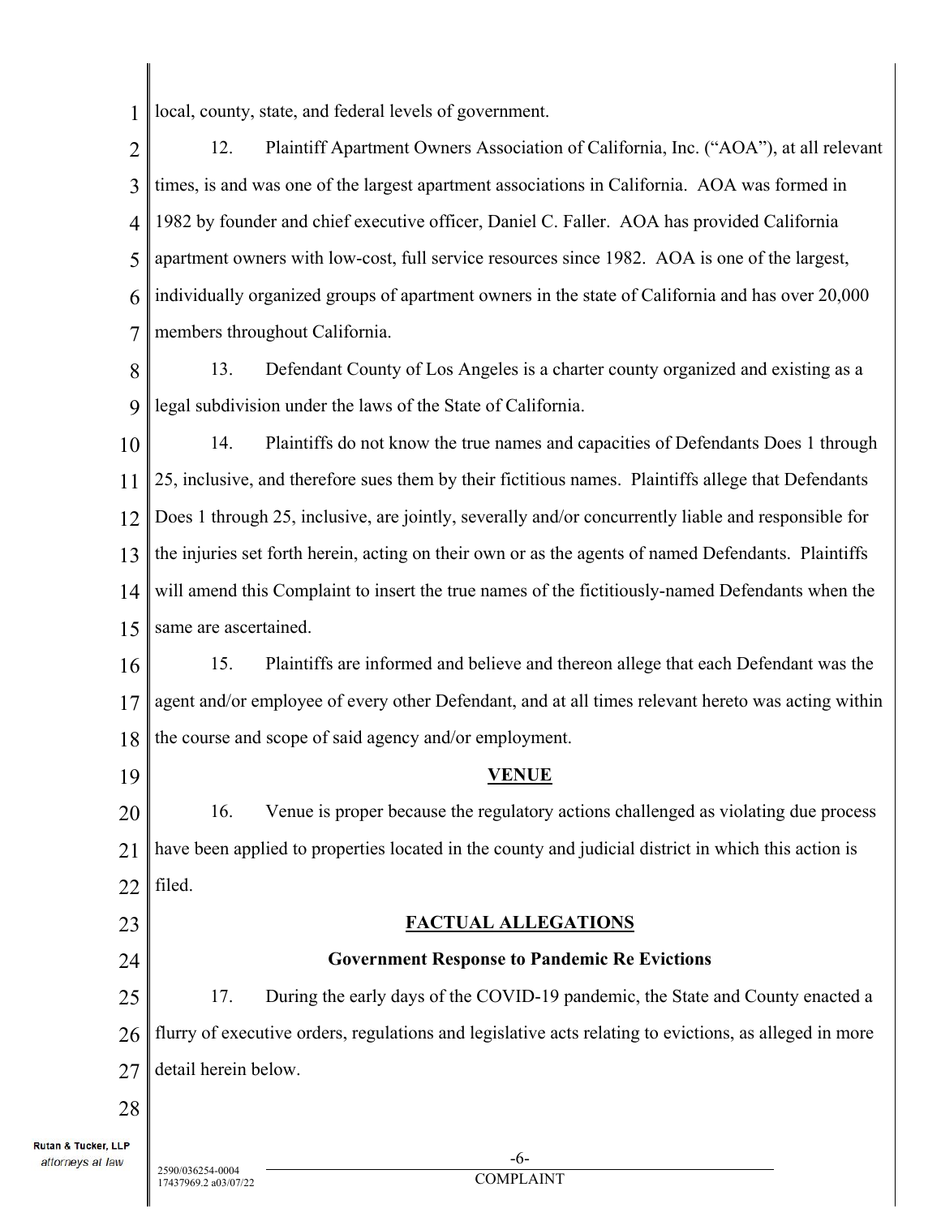local, county, state, and federal levels of government.

12. Plaintiff Apartment Owners Association of California, Inc. ("AOA"), at all relevant times, is and was one of the largest apartment associations in California. AOA was formed in 1982 by founder and chief executive officer, Daniel C. Faller. AOA has provided California apartment owners with low-cost, full service resources since 1982. AOA is one of the largest, individually organized groups of apartment owners in the state of California and has over 20,000 members throughout California.

13. Defendant County of Los Angeles is a charter county organized and existing as a legal subdivision under the laws of the State of California.

14. Plaintiffs do not know the true names and capacities of Defendants Does 1 through 25, inclusive, and therefore sues them by their fictitious names. Plaintiffs allege that Defendants Does 1 through 25, inclusive, are jointly, severally and/or concurrently liable and responsible for the injuries set forth herein, acting on their own or as the agents of named Defendants. Plaintiffs will amend this Complaint to insert the true names of the fictitiously-named Defendants when the same are ascertained.

15. Plaintiffs are informed and believe and thereon allege that each Defendant was the agent and/or employee of every other Defendant, and at all times relevant hereto was acting within the course and scope of said agency and/or employment.

## VENUE

16. Venue is proper because the regulatory actions challenged as violating due process have been applied to properties located in the county and judicial district in which this action is filed.

## FACTUAL ALLEGATIONS

### Government Response to Pandemic Re Evictions

17. During the early days of the COVID-19 pandemic, the State and County enacted a flurry of executive orders, regulations and legislative acts relating to evictions, as alleged in more detail herein below.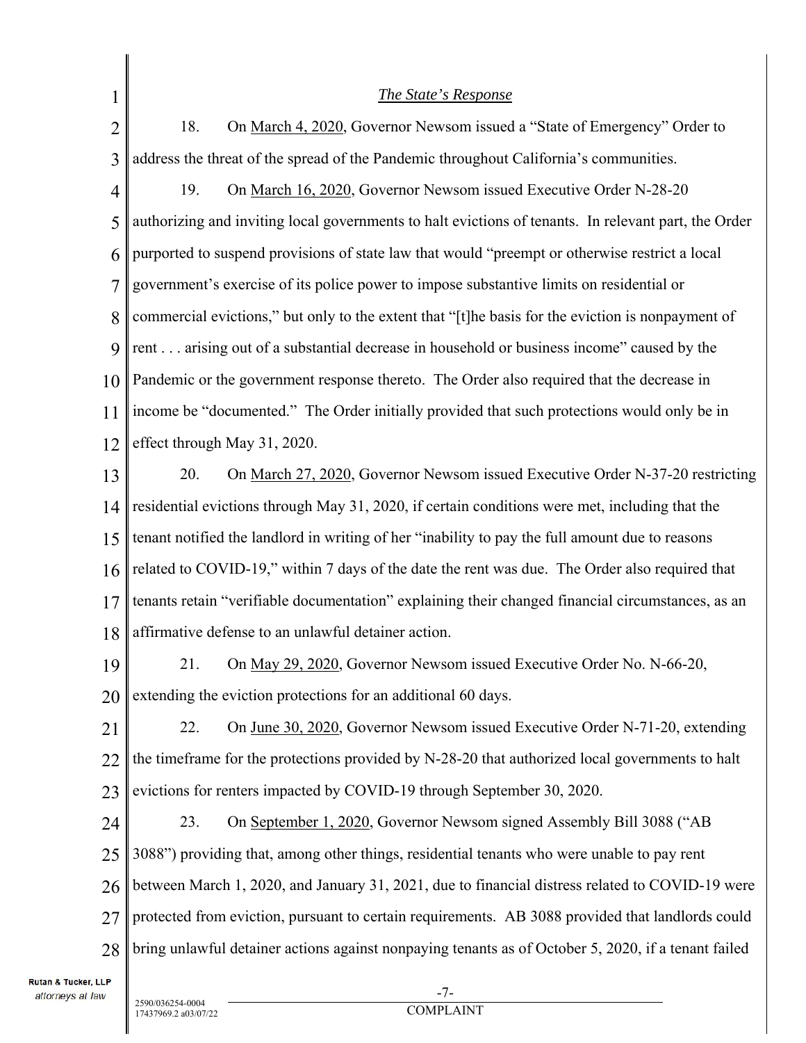*The State's Response*

18. On March 4, 2020, Governor Newsom issued a "State of Emergency" Order to address the threat of the spread of the Pandemic throughout California's communities.

19. On March 16, 2020, Governor Newsom issued Executive Order N-28-20 authorizing and inviting local governments to halt evictions of tenants. In relevant part, the Order purported to suspend provisions of state law that would "preempt or otherwise restrict a local government's exercise of its police power to impose substantive limits on residential or commercial evictions," but only to the extent that "[t]he basis for the eviction is nonpayment of rent . . . arising out of a substantial decrease in household or business income" caused by the Pandemic or the government response thereto. The Order also required that the decrease in income be "documented." The Order initially provided that such protections would only be in effect through May 31, 2020.

20. On March 27, 2020, Governor Newsom issued Executive Order N-37-20 restricting residential evictions through May 31, 2020, if certain conditions were met, including that the tenant notified the landlord in writing of her "inability to pay the full amount due to reasons related to COVID-19," within 7 days of the date the rent was due. The Order also required that tenants retain "verifiable documentation" explaining their changed financial circumstances, as an affirmative defense to an unlawful detainer action.

21. On May 29, 2020, Governor Newsom issued Executive Order No. N-66-20, extending the eviction protections for an additional 60 days.

22. On June 30, 2020, Governor Newsom issued Executive Order N-71-20, extending the timeframe for the protections provided by N-28-20 that authorized local governments to halt evictions for renters impacted by COVID-19 through September 30, 2020.

23. On September 1, 2020, Governor Newsom signed Assembly Bill 3088 ("AB 3088") providing that, among other things, residential tenants who were unable to pay rent between March 1, 2020, and January 31, 2021, due to financial distress related to COVID-19 were protected from eviction, pursuant to certain requirements. AB 3088 provided that landlords could bring unlawful detainer actions against nonpaying tenants as of October 5, 2020, if a tenant failed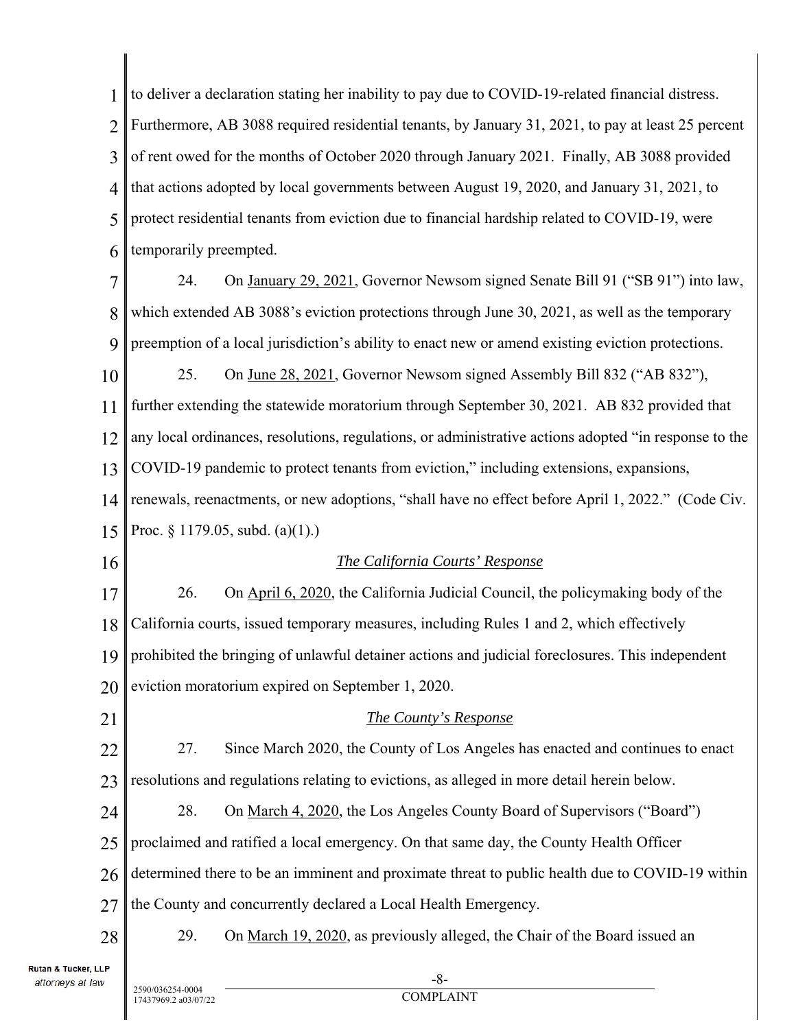to deliver a declaration stating her inability to pay due to COVID-19-related financial distress. Furthermore, AB 3088 required residential tenants, by January 31, 2021, to pay at least 25 percent of rent owed for the months of October 2020 through January 2021. Finally, AB 3088 provided that actions adopted by local governments between August 19, 2020, and January 31, 2021, to protect residential tenants from eviction due to financial hardship related to COVID-19, were temporarily preempted.

24. On January 29, 2021, Governor Newsom signed Senate Bill 91 ("SB 91") into law, which extended AB 3088's eviction protections through June 30, 2021, as well as the temporary preemption of a local jurisdiction's ability to enact new or amend existing eviction protections.

25. On June 28, 2021, Governor Newsom signed Assembly Bill 832 ("AB 832"), further extending the statewide moratorium through September 30, 2021. AB 832 provided that any local ordinances, resolutions, regulations, or administrative actions adopted "in response to the COVID-19 pandemic to protect tenants from eviction," including extensions, expansions, renewals, reenactments, or new adoptions, "shall have no effect before April 1, 2022." (Code Civ. Proc. § 1179.05, subd. (a)(1).)

*The California Courts' Response*

26. On April 6, 2020, the California Judicial Council, the policymaking body of the California courts, issued temporary measures, including Rules 1 and 2, which effectively prohibited the bringing of unlawful detainer actions and judicial foreclosures. This independent eviction moratorium expired on September 1, 2020.

*The County's Response*

27. Since March 2020, the County of Los Angeles has enacted and continues to enact resolutions and regulations relating to evictions, as alleged in more detail herein below.

28. On March 4, 2020, the Los Angeles County Board of Supervisors ("Board") proclaimed and ratified a local emergency. On that same day, the County Health Officer determined there to be an imminent and proximate threat to public health due to COVID-19 within the County and concurrently declared a Local Health Emergency.

29. On March 19, 2020, as previously alleged, the Chair of the Board issued an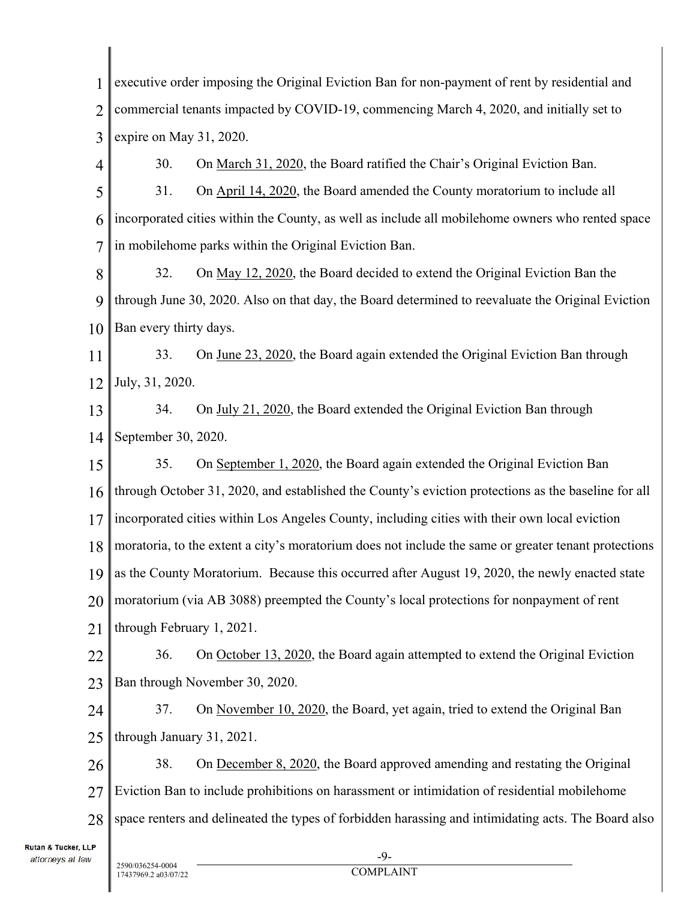executive order imposing the Original Eviction Ban for non-payment of rent by residential and commercial tenants impacted by COVID-19, commencing March 4, 2020, and initially set to expire on May 31, 2020.

30. On March 31, 2020, the Board ratified the Chair's Original Eviction Ban.

31. On April 14, 2020, the Board amended the County moratorium to include all incorporated cities within the County, as well as include all mobilehome owners who rented space in mobilehome parks within the Original Eviction Ban.

32. On May 12, 2020, the Board decided to extend the Original Eviction Ban the through June 30, 2020. Also on that day, the Board determined to reevaluate the Original Eviction Ban every thirty days.

33. On June 23, 2020, the Board again extended the Original Eviction Ban through July, 31, 2020.

34. On July 21, 2020, the Board extended the Original Eviction Ban through September 30, 2020.

35. On September 1, 2020, the Board again extended the Original Eviction Ban through October 31, 2020, and established the County's eviction protections as the baseline for all incorporated cities within Los Angeles County, including cities with their own local eviction moratoria, to the extent a city's moratorium does not include the same or greater tenant protections as the County Moratorium. Because this occurred after August 19, 2020, the newly enacted state moratorium (via AB 3088) preempted the County's local protections for nonpayment of rent through February 1, 2021.

36. On October 13, 2020, the Board again attempted to extend the Original Eviction Ban through November 30, 2020.

37. On November 10, 2020, the Board, yet again, tried to extend the Original Ban through January 31, 2021.

38. On December 8, 2020, the Board approved amending and restating the Original Eviction Ban to include prohibitions on harassment or intimidation of residential mobilehome space renters and delineated the types of forbidden harassing and intimidating acts. The Board also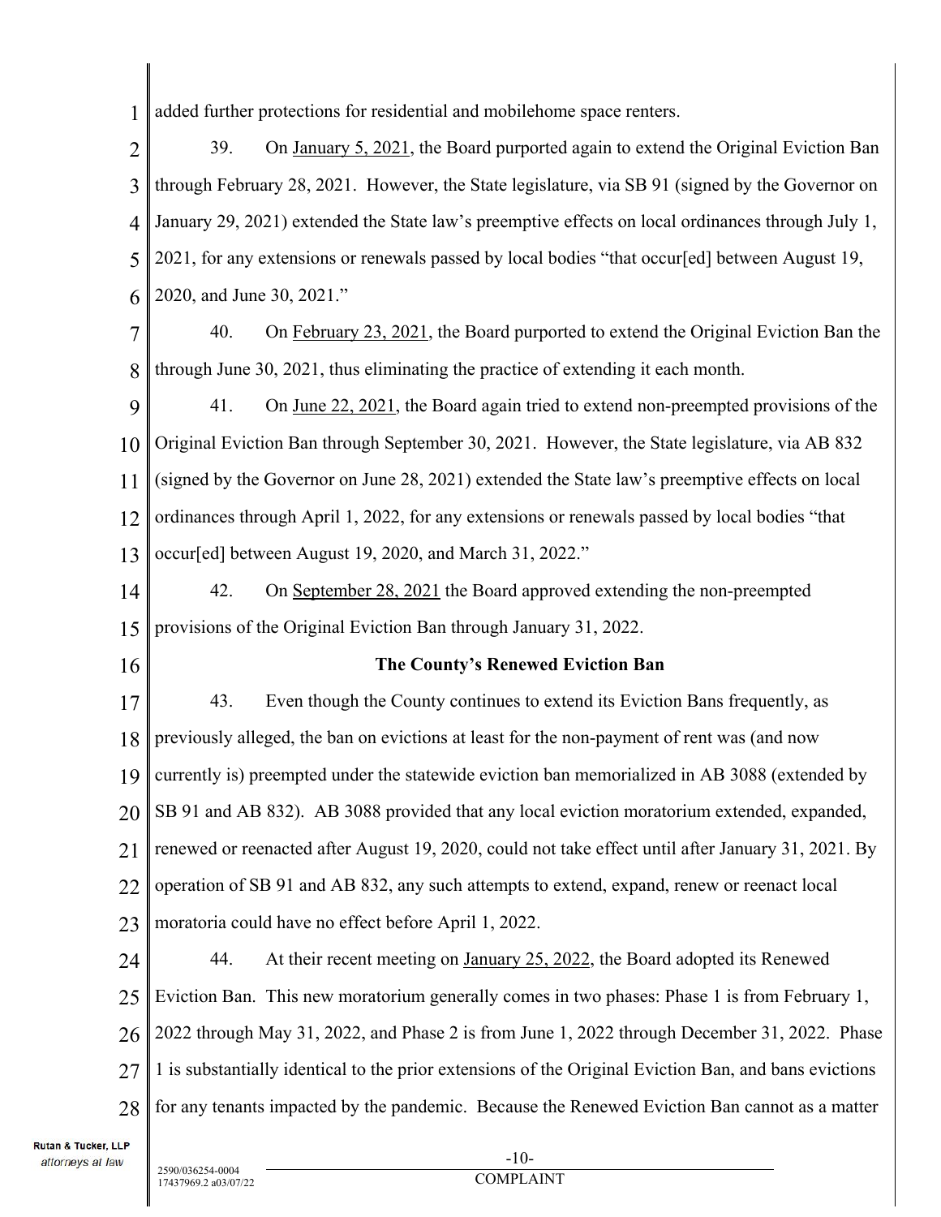added further protections for residential and mobilehome space renters.

39. On January 5, 2021, the Board purported again to extend the Original Eviction Ban through February 28, 2021. However, the State legislature, via SB 91 (signed by the Governor on January 29, 2021) extended the State law's preemptive effects on local ordinances through July 1, 2021, for any extensions or renewals passed by local bodies "that occur[ed] between August 19, 2020, and June 30, 2021."

40. On February 23, 2021, the Board purported to extend the Original Eviction Ban the through June 30, 2021, thus eliminating the practice of extending it each month.

41. On June 22, 2021, the Board again tried to extend non-preempted provisions of the Original Eviction Ban through September 30, 2021. However, the State legislature, via AB 832 (signed by the Governor on June 28, 2021) extended the State law's preemptive effects on local ordinances through April 1, 2022, for any extensions or renewals passed by local bodies "that occur[ed] between August 19, 2020, and March 31, 2022."

42. On September 28, 2021 the Board approved extending the non-preempted provisions of the Original Eviction Ban through January 31, 2022.

**The County's Renewed Eviction Ban**

43. Even though the County continues to extend its Eviction Bans frequently, as previously alleged, the ban on evictions at least for the non-payment of rent was (and now currently is) preempted under the statewide eviction ban memorialized in AB 3088 (extended by SB 91 and AB 832). AB 3088 provided that any local eviction moratorium extended, expanded, renewed or reenacted after August 19, 2020, could not take effect until after January 31, 2021. By operation of SB 91 and AB 832, any such attempts to extend, expand, renew or reenact local moratoria could have no effect before April 1, 2022.

44. At their recent meeting on January 25, 2022, the Board adopted its Renewed Eviction Ban. This new moratorium generally comes in two phases: Phase 1 is from February 1, 2022 through May 31, 2022, and Phase 2 is from June 1, 2022 through December 31, 2022. Phase 1 is substantially identical to the prior extensions of the Original Eviction Ban, and bans evictions for any tenants impacted by the pandemic. Because the Renewed Eviction Ban cannot as a matter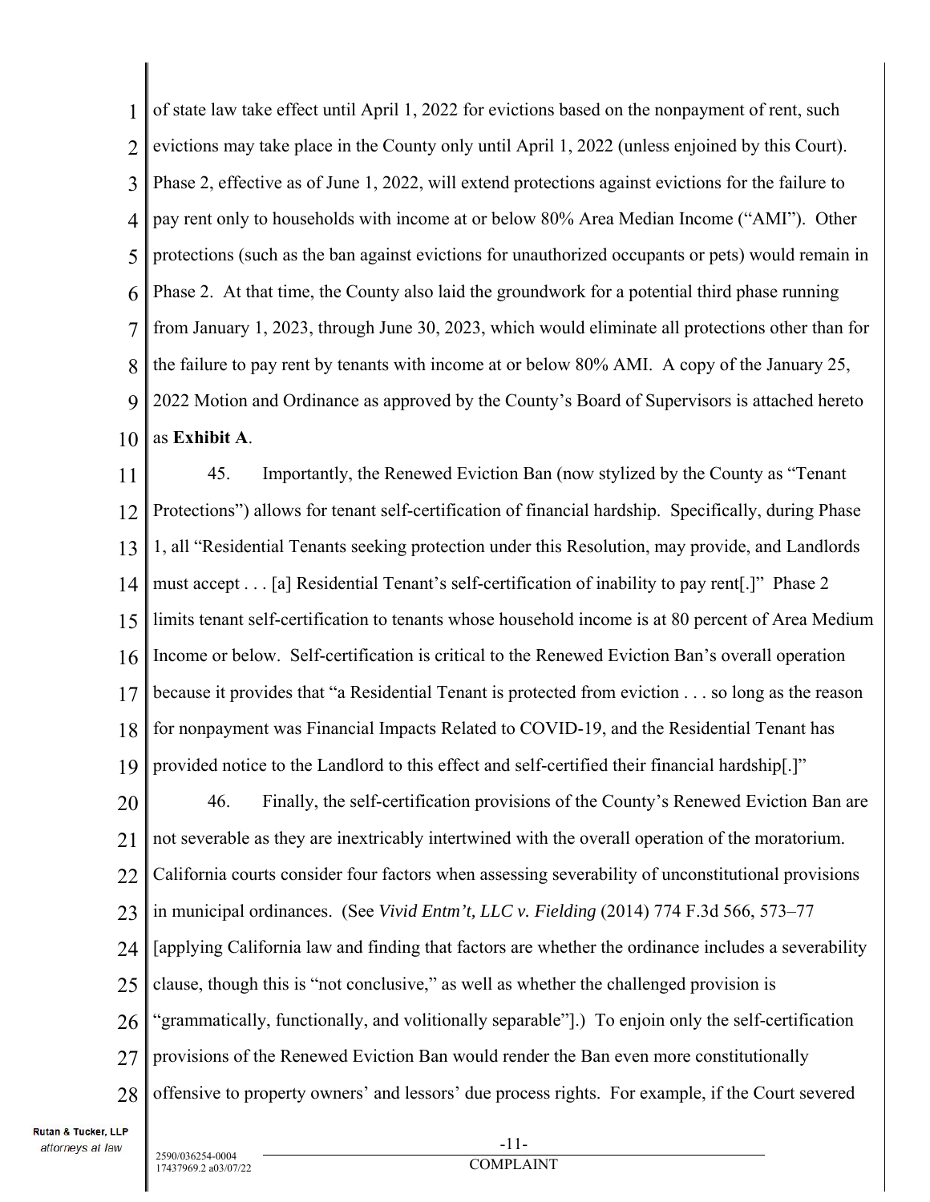of state law take effect until April 1, 2022 for evictions based on the nonpayment of rent, such evictions may take place in the County only until April 1, 2022 (unless enjoined by this Court). Phase 2, effective as of June 1, 2022, will extend protections against evictions for the failure to pay rent only to households with income at or below 80% Area Median Income ("AMI"). Other protections (such as the ban against evictions for unauthorized occupants or pets) would remain in Phase 2. At that time, the County also laid the groundwork for a potential third phase running from January 1, 2023, through June 30, 2023, which would eliminate all protections other than for the failure to pay rent by tenants with income at or below 80% AMI. A copy of the January 25, 2022 Motion and Ordinance as approved by the County's Board of Supervisors is attached hereto as **Exhibit A**.

45. Importantly, the Renewed Eviction Ban (now stylized by the County as "Tenant Protections") allows for tenant self-certification of financial hardship. Specifically, during Phase 1, all "Residential Tenants seeking protection under this Resolution, may provide, and Landlords must accept . . . [a] Residential Tenant's self-certification of inability to pay rent[.]" Phase 2 limits tenant self-certification to tenants whose household income is at 80 percent of Area Medium Income or below. Self-certification is critical to the Renewed Eviction Ban's overall operation because it provides that "a Residential Tenant is protected from eviction . . . so long as the reason for nonpayment was Financial Impacts Related to COVID-19, and the Residential Tenant has provided notice to the Landlord to this effect and self-certified their financial hardship[.]"

46. Finally, the self-certification provisions of the County's Renewed Eviction Ban are not severable as they are inextricably intertwined with the overall operation of the moratorium. California courts consider four factors when assessing severability of unconstitutional provisions in municipal ordinances. (See *Vivid Entm't, LLC v. Fielding* (2014) 774 F.3d 566, 573–77 [applying California law and finding that factors are whether the ordinance includes a severability clause, though this is "not conclusive," as well as whether the challenged provision is "grammatically, functionally, and volitionally separable"].) To enjoin only the self-certification provisions of the Renewed Eviction Ban would render the Ban even more constitutionally offensive to property owners' and lessors' due process rights. For example, if the Court severed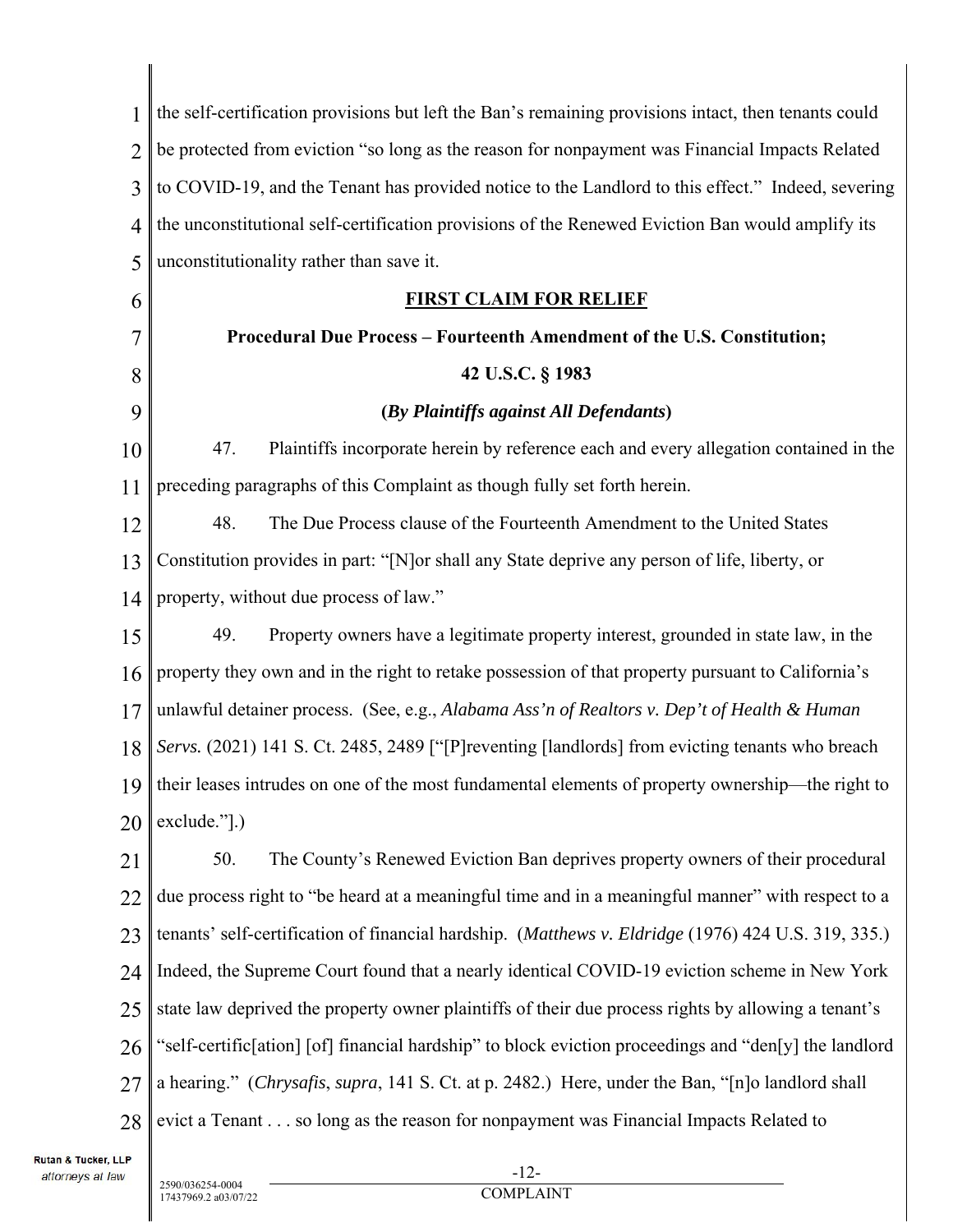the self-certification provisions but left the Ban's remaining provisions intact, then tenants could be protected from eviction "so long as the reason for nonpayment was Financial Impacts Related to COVID-19, and the Tenant has provided notice to the Landlord to this effect." Indeed, severing the unconstitutional self-certification provisions of the Renewed Eviction Ban would amplify its unconstitutionality rather than save it.

**FIRST CLAIM FOR RELIEF**

**Procedural Due Process – Fourteenth Amendment of the U.S. Constitution;**

**42 U.S.C. § 1983**

**(*By Plaintiffs against All Defendants*)**

47. Plaintiffs incorporate herein by reference each and every allegation contained in the preceding paragraphs of this Complaint as though fully set forth herein.

48. The Due Process clause of the Fourteenth Amendment to the United States Constitution provides in part: "[N]or shall any State deprive any person of life, liberty, or property, without due process of law."

49. Property owners have a legitimate property interest, grounded in state law, in the property they own and in the right to retake possession of that property pursuant to California's unlawful detainer process. (See, e.g., *Alabama Ass'n of Realtors v. Dep't of Health & Human Servs.* (2021) 141 S. Ct. 2485, 2489 ["[P]reventing [landlords] from evicting tenants who breach their leases intrudes on one of the most fundamental elements of property ownership—the right to exclude."].)

50. The County's Renewed Eviction Ban deprives property owners of their procedural due process right to "be heard at a meaningful time and in a meaningful manner" with respect to a tenants' self-certification of financial hardship. (*Matthews v. Eldridge* (1976) 424 U.S. 319, 335.) Indeed, the Supreme Court found that a nearly identical COVID-19 eviction scheme in New York state law deprived the property owner plaintiffs of their due process rights by allowing a tenant's "self-certific[ation] [of] financial hardship" to block eviction proceedings and "den[y] the landlord a hearing." (*Chrysafis*, *supra*, 141 S. Ct. at p. 2482.) Here, under the Ban, "[n]o landlord shall evict a Tenant . . . so long as the reason for nonpayment was Financial Impacts Related to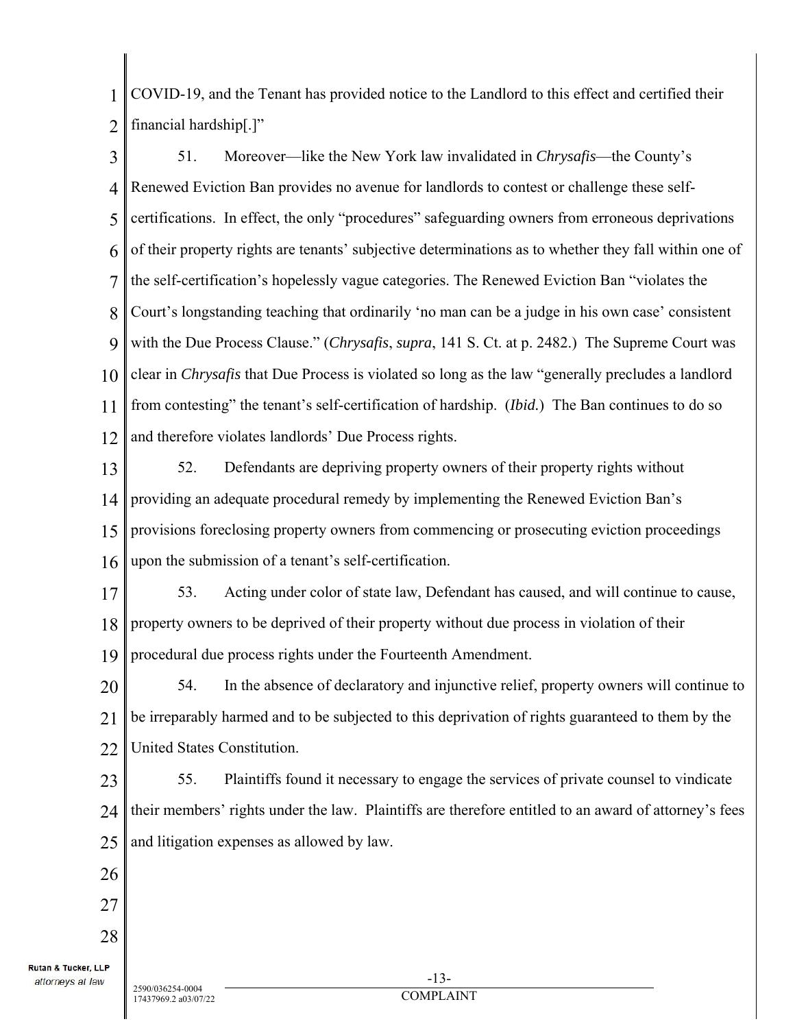COVID-19, and the Tenant has provided notice to the Landlord to this effect and certified their financial hardship[.]"

51. Moreover—like the New York law invalidated in *Chrysafis*—the County's Renewed Eviction Ban provides no avenue for landlords to contest or challenge these self-certifications. In effect, the only "procedures" safeguarding owners from erroneous deprivations of their property rights are tenants' subjective determinations as to whether they fall within one of the self-certification's hopelessly vague categories. The Renewed Eviction Ban "violates the Court's longstanding teaching that ordinarily 'no man can be a judge in his own case' consistent with the Due Process Clause." (*Chrysafis*, *supra*, 141 S. Ct. at p. 2482.) The Supreme Court was clear in *Chrysafis* that Due Process is violated so long as the law "generally precludes a landlord from contesting" the tenant's self-certification of hardship. (*Ibid.*) The Ban continues to do so and therefore violates landlords' Due Process rights.

52. Defendants are depriving property owners of their property rights without providing an adequate procedural remedy by implementing the Renewed Eviction Ban's provisions foreclosing property owners from commencing or prosecuting eviction proceedings upon the submission of a tenant's self-certification.

53. Acting under color of state law, Defendant has caused, and will continue to cause, property owners to be deprived of their property without due process in violation of their procedural due process rights under the Fourteenth Amendment.

54. In the absence of declaratory and injunctive relief, property owners will continue to be irreparably harmed and to be subjected to this deprivation of rights guaranteed to them by the United States Constitution.

55. Plaintiffs found it necessary to engage the services of private counsel to vindicate their members' rights under the law. Plaintiffs are therefore entitled to an award of attorney's fees and litigation expenses as allowed by law.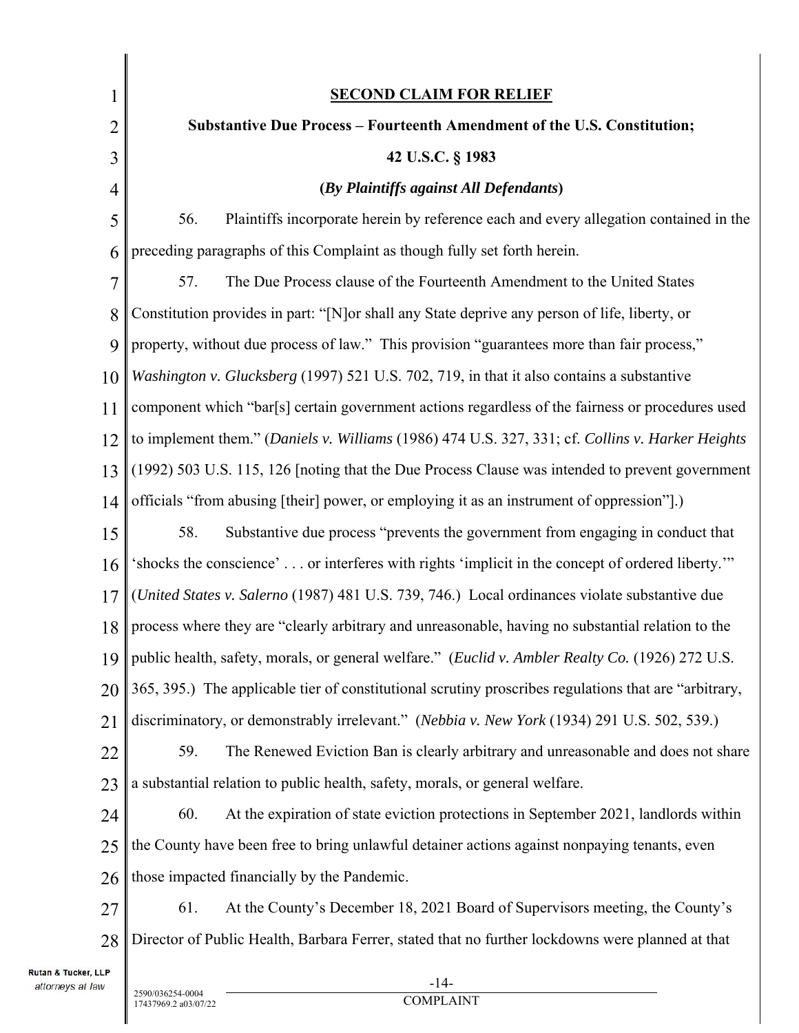**SECOND CLAIM FOR RELIEF**

**Substantive Due Process – Fourteenth Amendment of the U.S. Constitution;**

**42 U.S.C. § 1983**

**(*By Plaintiffs against All Defendants*)**

56. Plaintiffs incorporate herein by reference each and every allegation contained in the preceding paragraphs of this Complaint as though fully set forth herein.

57. The Due Process clause of the Fourteenth Amendment to the United States Constitution provides in part: "[N]or shall any State deprive any person of life, liberty, or property, without due process of law." This provision "guarantees more than fair process," *Washington v. Glucksberg* (1997) 521 U.S. 702, 719, in that it also contains a substantive component which "bar[s] certain government actions regardless of the fairness or procedures used to implement them." (*Daniels v. Williams* (1986) 474 U.S. 327, 331; cf. *Collins v. Harker Heights* (1992) 503 U.S. 115, 126 [noting that the Due Process Clause was intended to prevent government officials "from abusing [their] power, or employing it as an instrument of oppression"].)

58. Substantive due process "prevents the government from engaging in conduct that 'shocks the conscience' . . . or interferes with rights 'implicit in the concept of ordered liberty.'" (*United States v. Salerno* (1987) 481 U.S. 739, 746.) Local ordinances violate substantive due process where they are "clearly arbitrary and unreasonable, having no substantial relation to the public health, safety, morals, or general welfare." (*Euclid v. Ambler Realty Co.* (1926) 272 U.S. 365, 395.) The applicable tier of constitutional scrutiny proscribes regulations that are "arbitrary, discriminatory, or demonstrably irrelevant." (*Nebbia v. New York* (1934) 291 U.S. 502, 539.)

59. The Renewed Eviction Ban is clearly arbitrary and unreasonable and does not share a substantial relation to public health, safety, morals, or general welfare.

60. At the expiration of state eviction protections in September 2021, landlords within the County have been free to bring unlawful detainer actions against nonpaying tenants, even those impacted financially by the Pandemic.

61. At the County's December 18, 2021 Board of Supervisors meeting, the County's Director of Public Health, Barbara Ferrer, stated that no further lockdowns were planned at that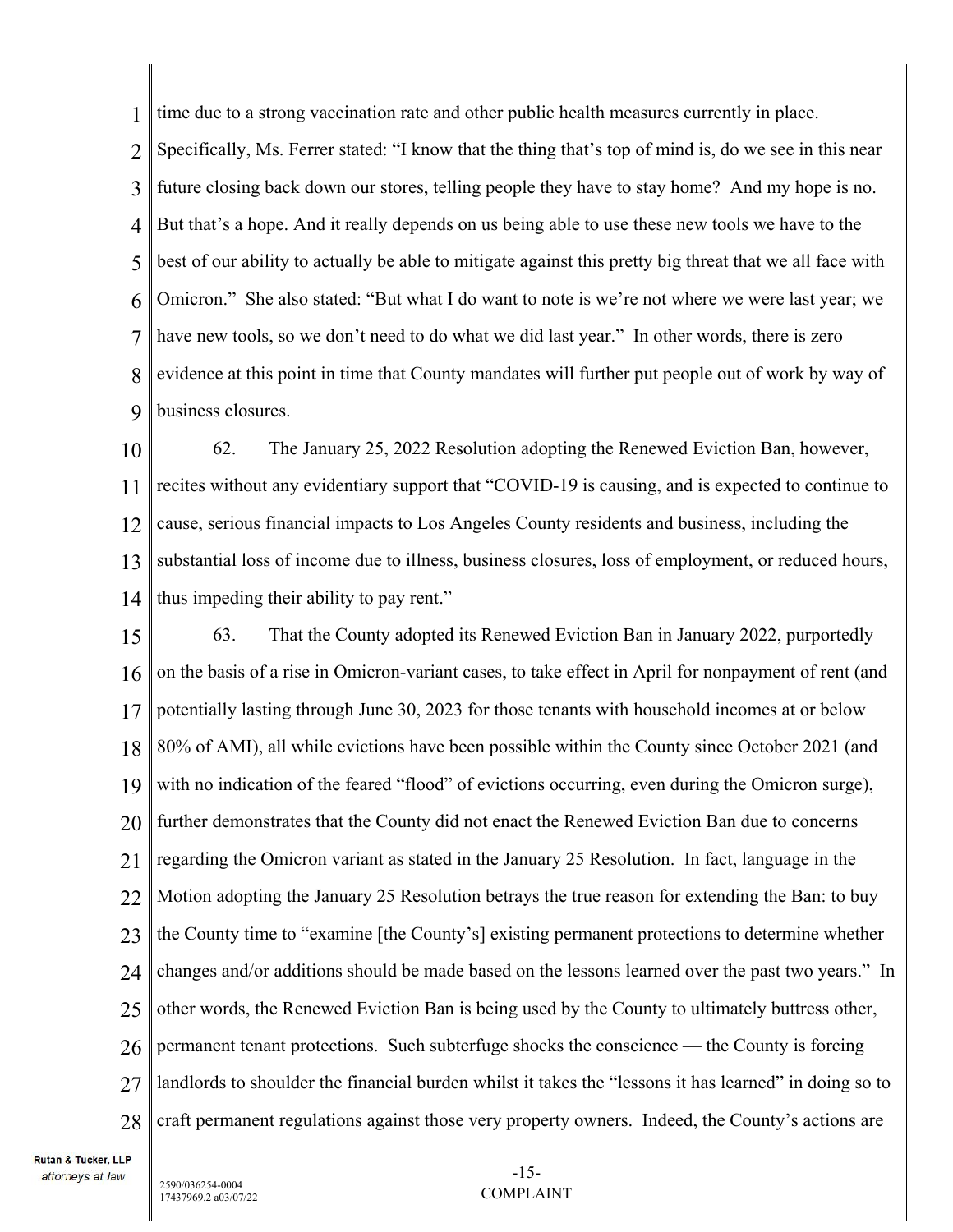time due to a strong vaccination rate and other public health measures currently in place. Specifically, Ms. Ferrer stated: "I know that the thing that's top of mind is, do we see in this near future closing back down our stores, telling people they have to stay home? And my hope is no. But that's a hope. And it really depends on us being able to use these new tools we have to the best of our ability to actually be able to mitigate against this pretty big threat that we all face with Omicron." She also stated: "But what I do want to note is we're not where we were last year; we have new tools, so we don't need to do what we did last year." In other words, there is zero evidence at this point in time that County mandates will further put people out of work by way of business closures.

62. The January 25, 2022 Resolution adopting the Renewed Eviction Ban, however, recites without any evidentiary support that "COVID-19 is causing, and is expected to continue to cause, serious financial impacts to Los Angeles County residents and business, including the substantial loss of income due to illness, business closures, loss of employment, or reduced hours, thus impeding their ability to pay rent."

63. That the County adopted its Renewed Eviction Ban in January 2022, purportedly on the basis of a rise in Omicron-variant cases, to take effect in April for nonpayment of rent (and potentially lasting through June 30, 2023 for those tenants with household incomes at or below 80% of AMI), all while evictions have been possible within the County since October 2021 (and with no indication of the feared "flood" of evictions occurring, even during the Omicron surge), further demonstrates that the County did not enact the Renewed Eviction Ban due to concerns regarding the Omicron variant as stated in the January 25 Resolution. In fact, language in the Motion adopting the January 25 Resolution betrays the true reason for extending the Ban: to buy the County time to "examine [the County's] existing permanent protections to determine whether changes and/or additions should be made based on the lessons learned over the past two years." In other words, the Renewed Eviction Ban is being used by the County to ultimately buttress other, permanent tenant protections. Such subterfuge shocks the conscience — the County is forcing landlords to shoulder the financial burden whilst it takes the "lessons it has learned" in doing so to craft permanent regulations against those very property owners. Indeed, the County's actions are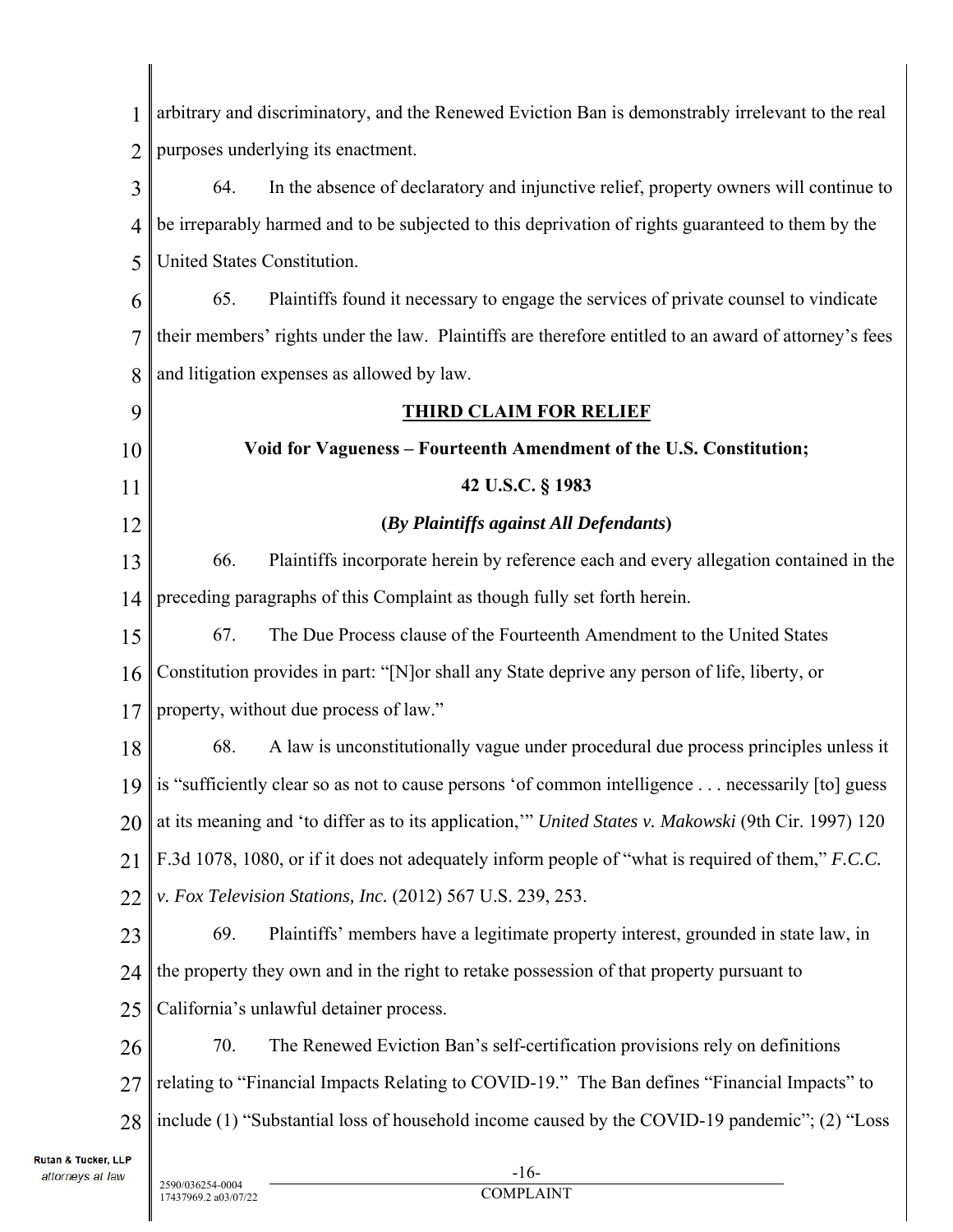arbitrary and discriminatory, and the Renewed Eviction Ban is demonstrably irrelevant to the real purposes underlying its enactment.

64. In the absence of declaratory and injunctive relief, property owners will continue to be irreparably harmed and to be subjected to this deprivation of rights guaranteed to them by the United States Constitution.

65. Plaintiffs found it necessary to engage the services of private counsel to vindicate their members' rights under the law. Plaintiffs are therefore entitled to an award of attorney's fees and litigation expenses as allowed by law.

**THIRD CLAIM FOR RELIEF**

**Void for Vagueness – Fourteenth Amendment of the U.S. Constitution;**

**42 U.S.C. § 1983**

**(*By Plaintiffs against All Defendants*)**

66. Plaintiffs incorporate herein by reference each and every allegation contained in the preceding paragraphs of this Complaint as though fully set forth herein.

67. The Due Process clause of the Fourteenth Amendment to the United States Constitution provides in part: "[N]or shall any State deprive any person of life, liberty, or property, without due process of law."

68. A law is unconstitutionally vague under procedural due process principles unless it is "sufficiently clear so as not to cause persons 'of common intelligence . . . necessarily [to] guess at its meaning and 'to differ as to its application,'" *United States v. Makowski* (9th Cir. 1997) 120 F.3d 1078, 1080, or if it does not adequately inform people of "what is required of them," *F.C.C. v. Fox Television Stations, Inc.* (2012) 567 U.S. 239, 253.

69. Plaintiffs' members have a legitimate property interest, grounded in state law, in the property they own and in the right to retake possession of that property pursuant to California's unlawful detainer process.

70. The Renewed Eviction Ban's self-certification provisions rely on definitions relating to "Financial Impacts Relating to COVID-19." The Ban defines "Financial Impacts" to include (1) "Substantial loss of household income caused by the COVID-19 pandemic"; (2) "Loss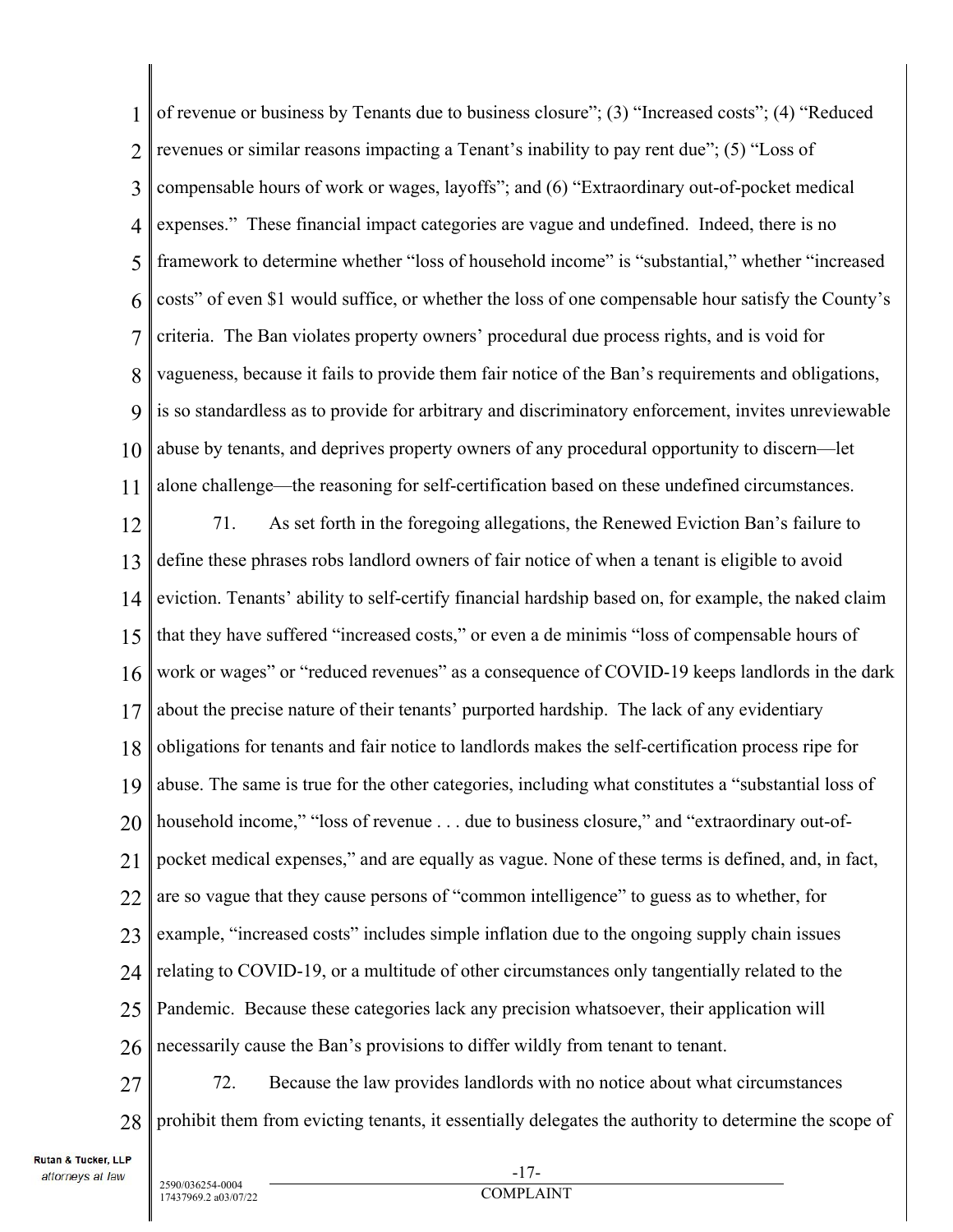of revenue or business by Tenants due to business closure"; (3) "Increased costs"; (4) "Reduced revenues or similar reasons impacting a Tenant's inability to pay rent due"; (5) "Loss of compensable hours of work or wages, layoffs"; and (6) "Extraordinary out-of-pocket medical expenses." These financial impact categories are vague and undefined. Indeed, there is no framework to determine whether "loss of household income" is "substantial," whether "increased costs" of even $1 would suffice, or whether the loss of one compensable hour satisfy the County's criteria. The Ban violates property owners' procedural due process rights, and is void for vagueness, because it fails to provide them fair notice of the Ban's requirements and obligations, is so standardless as to provide for arbitrary and discriminatory enforcement, invites unreviewable abuse by tenants, and deprives property owners of any procedural opportunity to discern—let alone challenge—the reasoning for self-certification based on these undefined circumstances.

71. As set forth in the foregoing allegations, the Renewed Eviction Ban's failure to define these phrases robs landlord owners of fair notice of when a tenant is eligible to avoid eviction. Tenants' ability to self-certify financial hardship based on, for example, the naked claim that they have suffered "increased costs," or even a de minimis "loss of compensable hours of work or wages" or "reduced revenues" as a consequence of COVID-19 keeps landlords in the dark about the precise nature of their tenants' purported hardship. The lack of any evidentiary obligations for tenants and fair notice to landlords makes the self-certification process ripe for abuse. The same is true for the other categories, including what constitutes a "substantial loss of household income," "loss of revenue . . . due to business closure," and "extraordinary out-of-pocket medical expenses," and are equally as vague. None of these terms is defined, and, in fact, are so vague that they cause persons of "common intelligence" to guess as to whether, for example, "increased costs" includes simple inflation due to the ongoing supply chain issues relating to COVID-19, or a multitude of other circumstances only tangentially related to the Pandemic. Because these categories lack any precision whatsoever, their application will necessarily cause the Ban's provisions to differ wildly from tenant to tenant.

72. Because the law provides landlords with no notice about what circumstances prohibit them from evicting tenants, it essentially delegates the authority to determine the scope of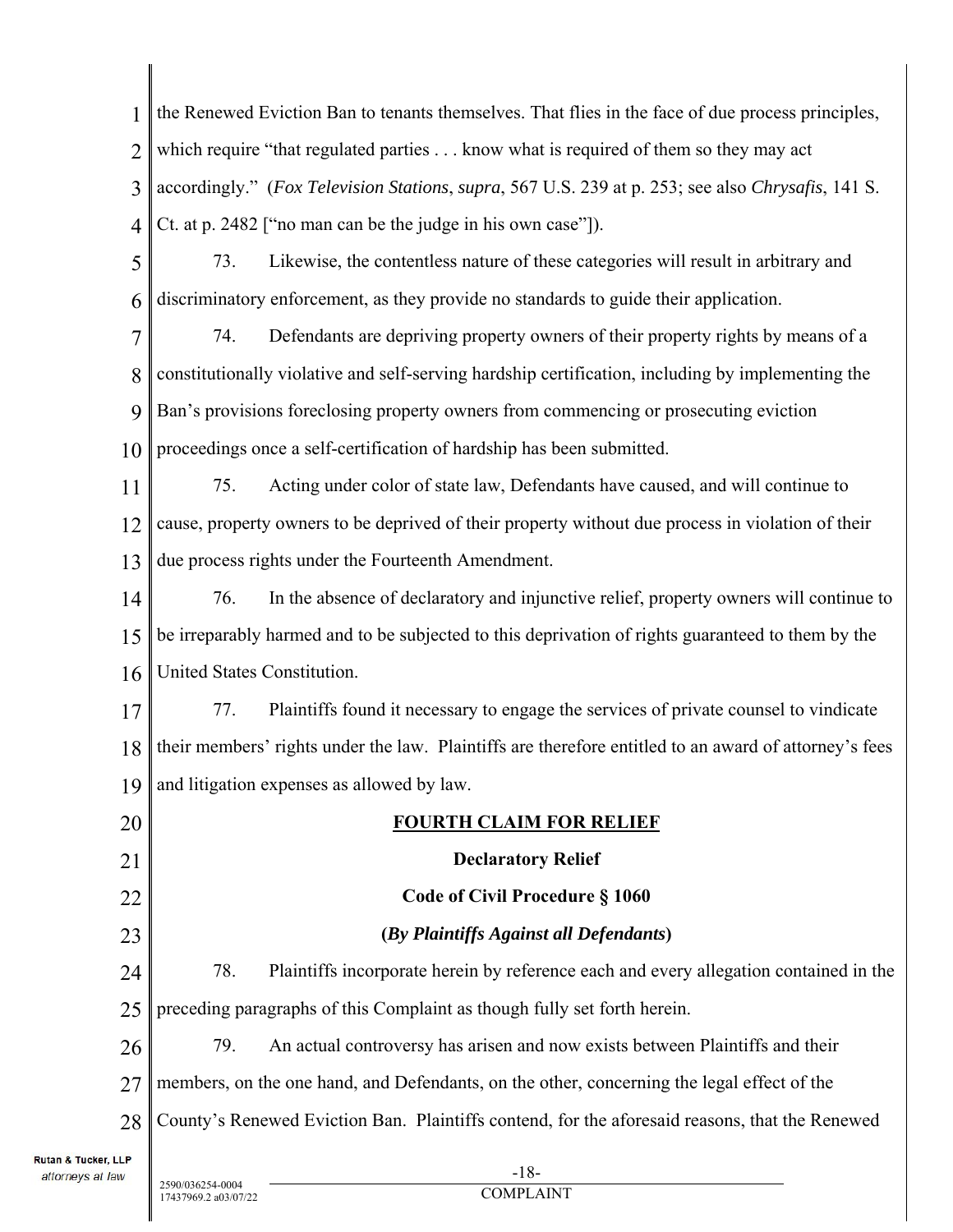the Renewed Eviction Ban to tenants themselves. That flies in the face of due process principles, which require "that regulated parties . . . know what is required of them so they may act accordingly." (*Fox Television Stations*, *supra*, 567 U.S. 239 at p. 253; see also *Chrysafis*, 141 S. Ct. at p. 2482 ["no man can be the judge in his own case"]).

73. Likewise, the contentless nature of these categories will result in arbitrary and discriminatory enforcement, as they provide no standards to guide their application.

74. Defendants are depriving property owners of their property rights by means of a constitutionally violative and self-serving hardship certification, including by implementing the Ban's provisions foreclosing property owners from commencing or prosecuting eviction proceedings once a self-certification of hardship has been submitted.

75. Acting under color of state law, Defendants have caused, and will continue to cause, property owners to be deprived of their property without due process in violation of their due process rights under the Fourteenth Amendment.

76. In the absence of declaratory and injunctive relief, property owners will continue to be irreparably harmed and to be subjected to this deprivation of rights guaranteed to them by the United States Constitution.

77. Plaintiffs found it necessary to engage the services of private counsel to vindicate their members' rights under the law. Plaintiffs are therefore entitled to an award of attorney's fees and litigation expenses as allowed by law.

## FOURTH CLAIM FOR RELIEF

**Declaratory Relief**

**Code of Civil Procedure § 1060**

**(*By Plaintiffs Against all Defendants*)**

78. Plaintiffs incorporate herein by reference each and every allegation contained in the preceding paragraphs of this Complaint as though fully set forth herein.

79. An actual controversy has arisen and now exists between Plaintiffs and their members, on the one hand, and Defendants, on the other, concerning the legal effect of the County's Renewed Eviction Ban. Plaintiffs contend, for the aforesaid reasons, that the Renewed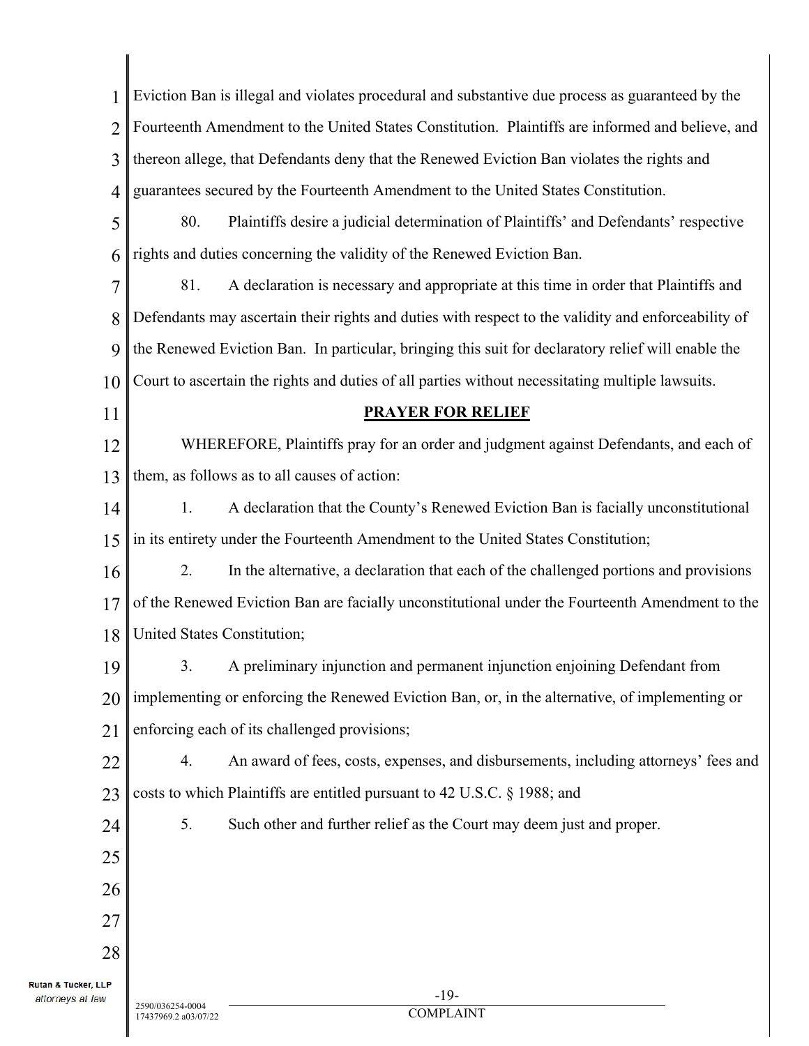Eviction Ban is illegal and violates procedural and substantive due process as guaranteed by the Fourteenth Amendment to the United States Constitution. Plaintiffs are informed and believe, and thereon allege, that Defendants deny that the Renewed Eviction Ban violates the rights and guarantees secured by the Fourteenth Amendment to the United States Constitution.

80. Plaintiffs desire a judicial determination of Plaintiffs' and Defendants' respective rights and duties concerning the validity of the Renewed Eviction Ban.

81. A declaration is necessary and appropriate at this time in order that Plaintiffs and Defendants may ascertain their rights and duties with respect to the validity and enforceability of the Renewed Eviction Ban. In particular, bringing this suit for declaratory relief will enable the Court to ascertain the rights and duties of all parties without necessitating multiple lawsuits.

## PRAYER FOR RELIEF

WHEREFORE, Plaintiffs pray for an order and judgment against Defendants, and each of them, as follows as to all causes of action:

1. A declaration that the County's Renewed Eviction Ban is facially unconstitutional in its entirety under the Fourteenth Amendment to the United States Constitution;

2. In the alternative, a declaration that each of the challenged portions and provisions of the Renewed Eviction Ban are facially unconstitutional under the Fourteenth Amendment to the United States Constitution;

3. A preliminary injunction and permanent injunction enjoining Defendant from implementing or enforcing the Renewed Eviction Ban, or, in the alternative, of implementing or enforcing each of its challenged provisions;

4. An award of fees, costs, expenses, and disbursements, including attorneys' fees and costs to which Plaintiffs are entitled pursuant to 42 U.S.C. § 1988; and

5. Such other and further relief as the Court may deem just and proper.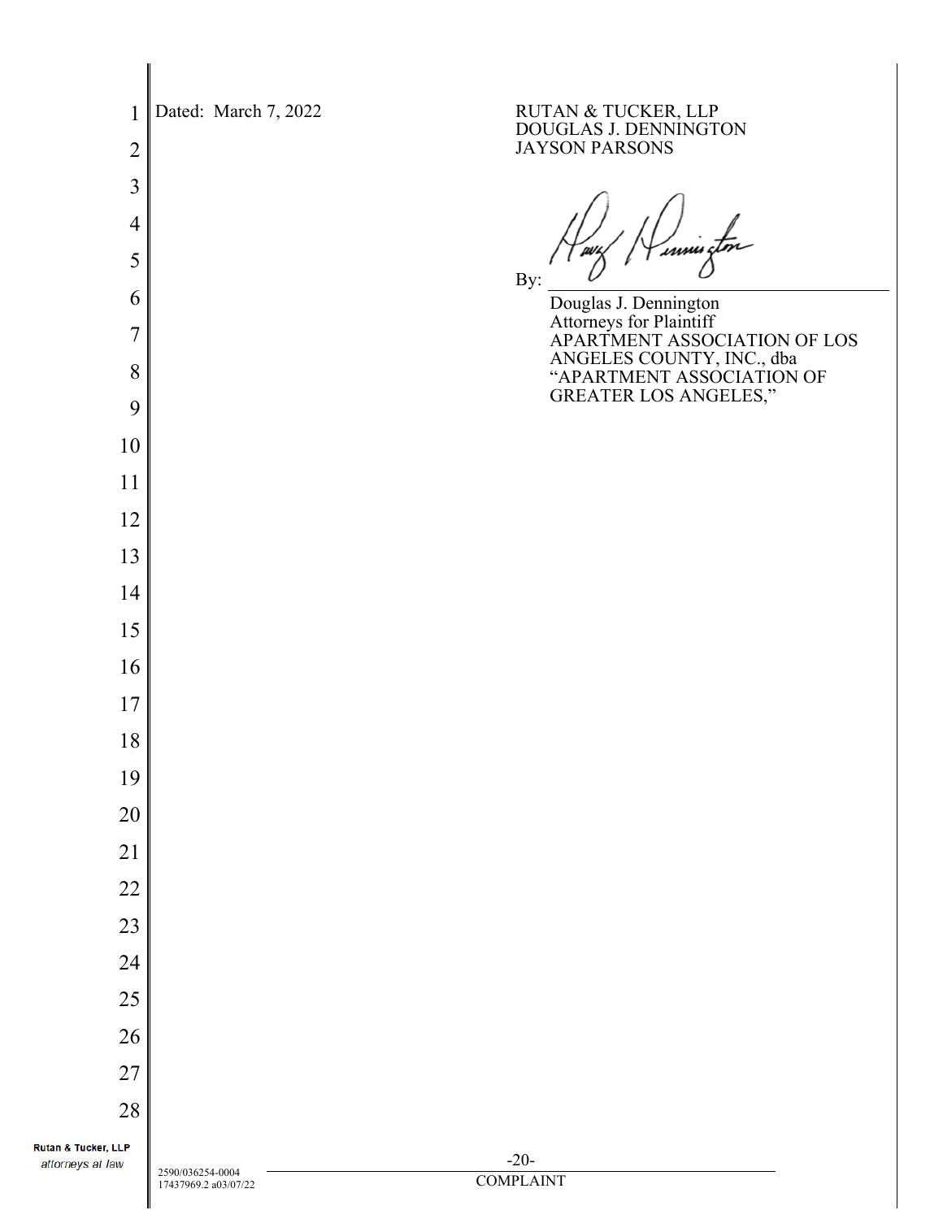Dated: March 7, 2022

RUTAN & TUCKER, LLP
DOUGLAS J. DENNINGTON
JAYSON PARSONS

By: ______________________________

Douglas J. Dennington
Attorneys for Plaintiff
APARTMENT ASSOCIATION OF LOS ANGELES COUNTY, INC., dba "APARTMENT ASSOCIATION OF GREATER LOS ANGELES,"